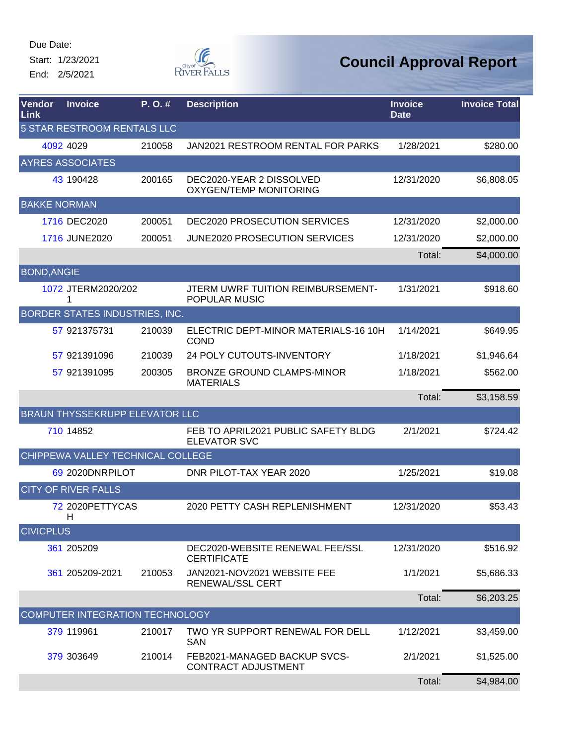Due Date:

Start: 1/23/2021

End: 2/5/2021

# Council Approval Report

| Vendor Link | Invoice | P. O. # | Description | Invoice Date | Invoice Total |
|---|---|---|---|---|---|
| 5 STAR RESTROOM RENTALS LLC | | | | | |
| 4092 | 4029 | 210058 | JAN2021 RESTROOM RENTAL FOR PARKS | 1/28/2021 | $280.00 |
| AYRES ASSOCIATES | | | | | |
| 43 | 190428 | 200165 | DEC2020-YEAR 2 DISSOLVED OXYGEN/TEMP MONITORING | 12/31/2020 | $6,808.05 |
| BAKKE NORMAN | | | | | |
| 1716 | DEC2020 | 200051 | DEC2020 PROSECUTION SERVICES | 12/31/2020 | $2,000.00 |
| 1716 | JUNE2020 | 200051 | JUNE2020 PROSECUTION SERVICES | 12/31/2020 | $2,000.00 |
| | | | | Total: | $4,000.00 |
| BOND,ANGIE | | | | | |
| 1072 | JTERM2020/2021 | | JTERM UWRF TUITION REIMBURSEMENT-POPULAR MUSIC | 1/31/2021 | $918.60 |
| BORDER STATES INDUSTRIES, INC. | | | | | |
| 57 | 921375731 | 210039 | ELECTRIC DEPT-MINOR MATERIALS-16 10H COND | 1/14/2021 | $649.95 |
| 57 | 921391096 | 210039 | 24 POLY CUTOUTS-INVENTORY | 1/18/2021 | $1,946.64 |
| 57 | 921391095 | 200305 | BRONZE GROUND CLAMPS-MINOR MATERIALS | 1/18/2021 | $562.00 |
| | | | | Total: | $3,158.59 |
| BRAUN THYSSEKRUPP ELEVATOR LLC | | | | | |
| 710 | 14852 | | FEB TO APRIL2021 PUBLIC SAFETY BLDG ELEVATOR SVC | 2/1/2021 | $724.42 |
| CHIPPEWA VALLEY TECHNICAL COLLEGE | | | | | |
| 69 | 2020DNRPILOT | | DNR PILOT-TAX YEAR 2020 | 1/25/2021 | $19.08 |
| CITY OF RIVER FALLS | | | | | |
| 72 | 2020PETTYCASH | | 2020 PETTY CASH REPLENISHMENT | 12/31/2020 | $53.43 |
| CIVICPLUS | | | | | |
| 361 | 205209 | | DEC2020-WEBSITE RENEWAL FEE/SSL CERTIFICATE | 12/31/2020 | $516.92 |
| 361 | 205209-2021 | 210053 | JAN2021-NOV2021 WEBSITE FEE RENEWAL/SSL CERT | 1/1/2021 | $5,686.33 |
| | | | | Total: | $6,203.25 |
| COMPUTER INTEGRATION TECHNOLOGY | | | | | |
| 379 | 119961 | 210017 | TWO YR SUPPORT RENEWAL FOR DELL SAN | 1/12/2021 | $3,459.00 |
| 379 | 303649 | 210014 | FEB2021-MANAGED BACKUP SVCS-CONTRACT ADJUSTMENT | 2/1/2021 | $1,525.00 |
| | | | | Total: | $4,984.00 |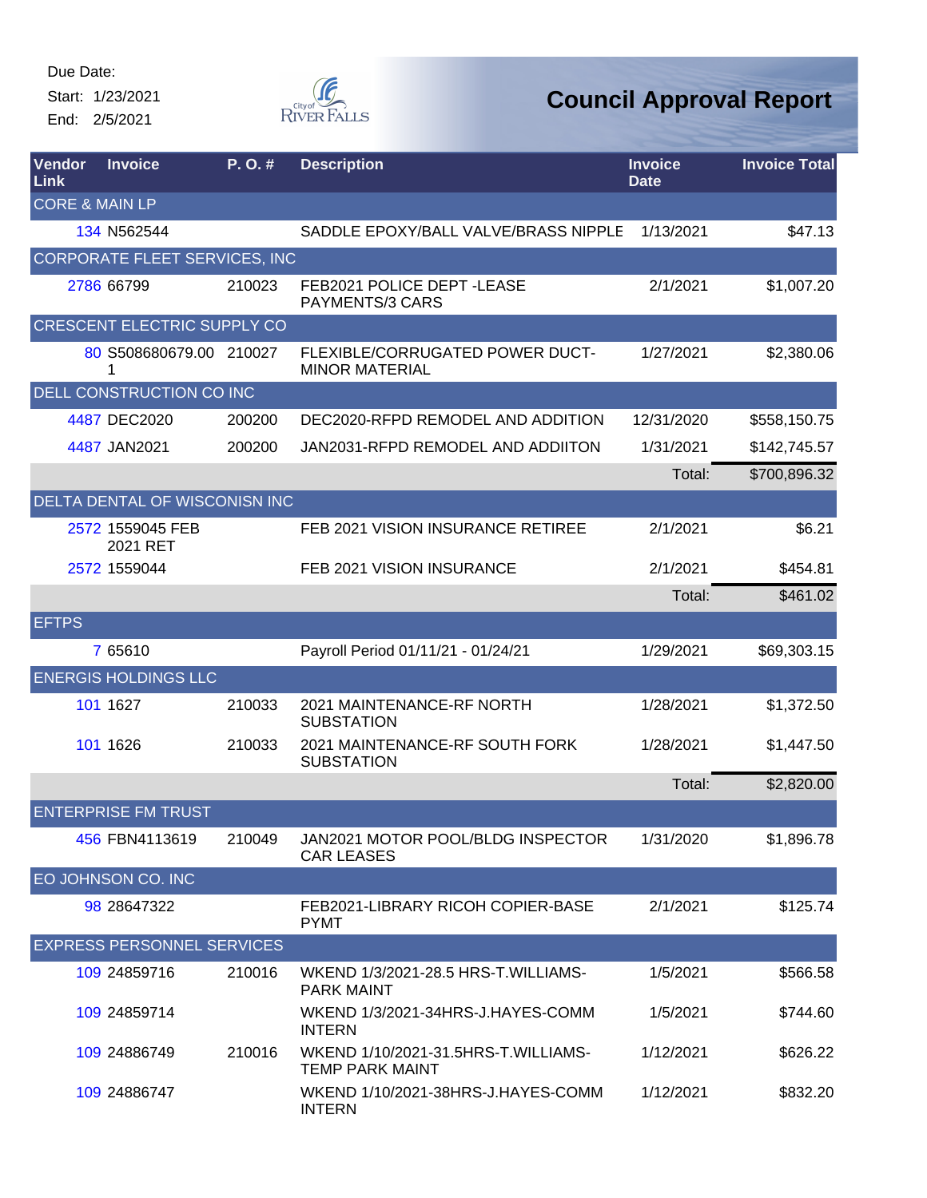Due Date:
Start: 1/23/2021
End: 2/5/2021

# Council Approval Report

| Vendor Link | Invoice | P. O. # | Description | Invoice Date | Invoice Total |
|---|---|---|---|---|---|
| CORE & MAIN LP | | | | | |
| 134 | N562544 | | SADDLE EPOXY/BALL VALVE/BRASS NIPPLE | 1/13/2021 | $47.13 |
| CORPORATE FLEET SERVICES, INC | | | | | |
| 2786 | 66799 | 210023 | FEB2021 POLICE DEPT -LEASE PAYMENTS/3 CARS | 2/1/2021 | $1,007.20 |
| CRESCENT ELECTRIC SUPPLY CO | | | | | |
| 80 | S508680679.001 | 210027 | FLEXIBLE/CORRUGATED POWER DUCT-MINOR MATERIAL | 1/27/2021 | $2,380.06 |
| DELL CONSTRUCTION CO INC | | | | | |
| 4487 | DEC2020 | 200200 | DEC2020-RFPD REMODEL AND ADDITION | 12/31/2020 | $558,150.75 |
| 4487 | JAN2021 | 200200 | JAN2031-RFPD REMODEL AND ADDIITON | 1/31/2021 | $142,745.57 |
| | | | | Total: | $700,896.32 |
| DELTA DENTAL OF WISCONISN INC | | | | | |
| 2572 | 1559045 FEB 2021 RET | | FEB 2021 VISION INSURANCE RETIREE | 2/1/2021 | $6.21 |
| 2572 | 1559044 | | FEB 2021 VISION INSURANCE | 2/1/2021 | $454.81 |
| | | | | Total: | $461.02 |
| EFTPS | | | | | |
| 7 | 65610 | | Payroll Period 01/11/21 - 01/24/21 | 1/29/2021 | $69,303.15 |
| ENERGIS HOLDINGS LLC | | | | | |
| 101 | 1627 | 210033 | 2021 MAINTENANCE-RF NORTH SUBSTATION | 1/28/2021 | $1,372.50 |
| 101 | 1626 | 210033 | 2021 MAINTENANCE-RF SOUTH FORK SUBSTATION | 1/28/2021 | $1,447.50 |
| | | | | Total: | $2,820.00 |
| ENTERPRISE FM TRUST | | | | | |
| 456 | FBN4113619 | 210049 | JAN2021 MOTOR POOL/BLDG INSPECTOR CAR LEASES | 1/31/2020 | $1,896.78 |
| EO JOHNSON CO. INC | | | | | |
| 98 | 28647322 | | FEB2021-LIBRARY RICOH COPIER-BASE PYMT | 2/1/2021 | $125.74 |
| EXPRESS PERSONNEL SERVICES | | | | | |
| 109 | 24859716 | 210016 | WKEND 1/3/2021-28.5 HRS-T.WILLIAMS-PARK MAINT | 1/5/2021 | $566.58 |
| 109 | 24859714 | | WKEND 1/3/2021-34HRS-J.HAYES-COMM INTERN | 1/5/2021 | $744.60 |
| 109 | 24886749 | 210016 | WKEND 1/10/2021-31.5HRS-T.WILLIAMS-TEMP PARK MAINT | 1/12/2021 | $626.22 |
| 109 | 24886747 | | WKEND 1/10/2021-38HRS-J.HAYES-COMM INTERN | 1/12/2021 | $832.20 |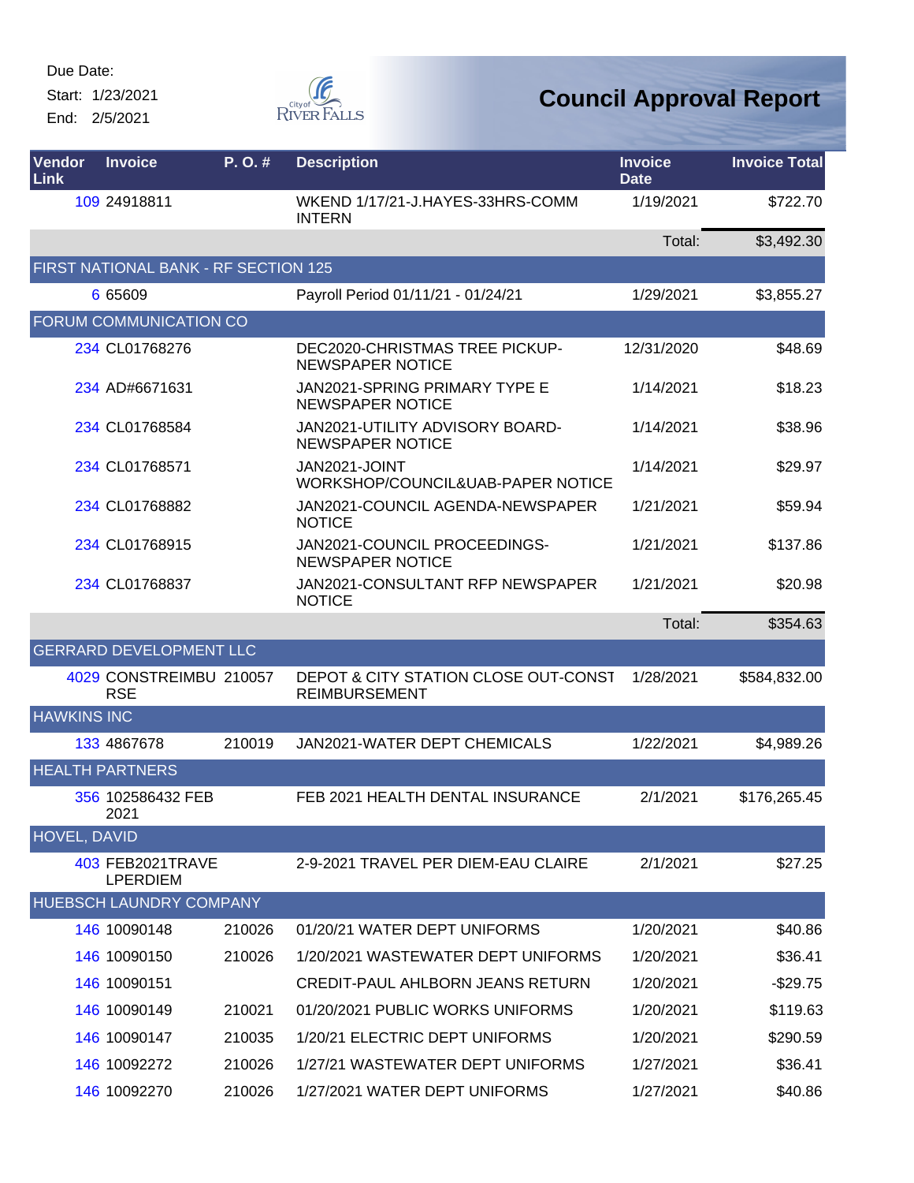Due Date:
Start: 1/23/2021
End: 2/5/2021

City of River Falls

# Council Approval Report

| Vendor Link | Invoice | P. O. # | Description | Invoice Date | Invoice Total |
|---|---|---|---|---|---|
| 109 | 24918811 | | WKEND 1/17/21-J.HAYES-33HRS-COMM INTERN | 1/19/2021 | $722.70 |
| | | | | Total: | $3,492.30 |
| FIRST NATIONAL BANK - RF SECTION 125 | | | | | |
| 6 | 65609 | | Payroll Period 01/11/21 - 01/24/21 | 1/29/2021 | $3,855.27 |
| FORUM COMMUNICATION CO | | | | | |
| 234 | CL01768276 | | DEC2020-CHRISTMAS TREE PICKUP-NEWSPAPER NOTICE | 12/31/2020 | $48.69 |
| 234 | AD#6671631 | | JAN2021-SPRING PRIMARY TYPE E NEWSPAPER NOTICE | 1/14/2021 | $18.23 |
| 234 | CL01768584 | | JAN2021-UTILITY ADVISORY BOARD-NEWSPAPER NOTICE | 1/14/2021 | $38.96 |
| 234 | CL01768571 | | JAN2021-JOINT WORKSHOP/COUNCIL&UAB-PAPER NOTICE | 1/14/2021 | $29.97 |
| 234 | CL01768882 | | JAN2021-COUNCIL AGENDA-NEWSPAPER NOTICE | 1/21/2021 | $59.94 |
| 234 | CL01768915 | | JAN2021-COUNCIL PROCEEDINGS-NEWSPAPER NOTICE | 1/21/2021 | $137.86 |
| 234 | CL01768837 | | JAN2021-CONSULTANT RFP NEWSPAPER NOTICE | 1/21/2021 | $20.98 |
| | | | | Total: | $354.63 |
| GERRARD DEVELOPMENT LLC | | | | | |
| 4029 | CONSTREIMBURSE | 210057 | DEPOT & CITY STATION CLOSE OUT-CONST REIMBURSEMENT | 1/28/2021 | $584,832.00 |
| HAWKINS INC | | | | | |
| 133 | 4867678 | 210019 | JAN2021-WATER DEPT CHEMICALS | 1/22/2021 | $4,989.26 |
| HEALTH PARTNERS | | | | | |
| 356 | 102586432 FEB 2021 | | FEB 2021 HEALTH DENTAL INSURANCE | 2/1/2021 | $176,265.45 |
| HOVEL, DAVID | | | | | |
| 403 | FEB2021TRAVELPERDIEM | | 2-9-2021 TRAVEL PER DIEM-EAU CLAIRE | 2/1/2021 | $27.25 |
| HUEBSCH LAUNDRY COMPANY | | | | | |
| 146 | 10090148 | 210026 | 01/20/21 WATER DEPT UNIFORMS | 1/20/2021 | $40.86 |
| 146 | 10090150 | 210026 | 1/20/2021 WASTEWATER DEPT UNIFORMS | 1/20/2021 | $36.41 |
| 146 | 10090151 | | CREDIT-PAUL AHLBORN JEANS RETURN | 1/20/2021 | -$29.75 |
| 146 | 10090149 | 210021 | 01/20/2021 PUBLIC WORKS UNIFORMS | 1/20/2021 | $119.63 |
| 146 | 10090147 | 210035 | 1/20/21 ELECTRIC DEPT UNIFORMS | 1/20/2021 | $290.59 |
| 146 | 10092272 | 210026 | 1/27/21 WASTEWATER DEPT UNIFORMS | 1/27/2021 | $36.41 |
| 146 | 10092270 | 210026 | 1/27/2021 WATER DEPT UNIFORMS | 1/27/2021 | $40.86 |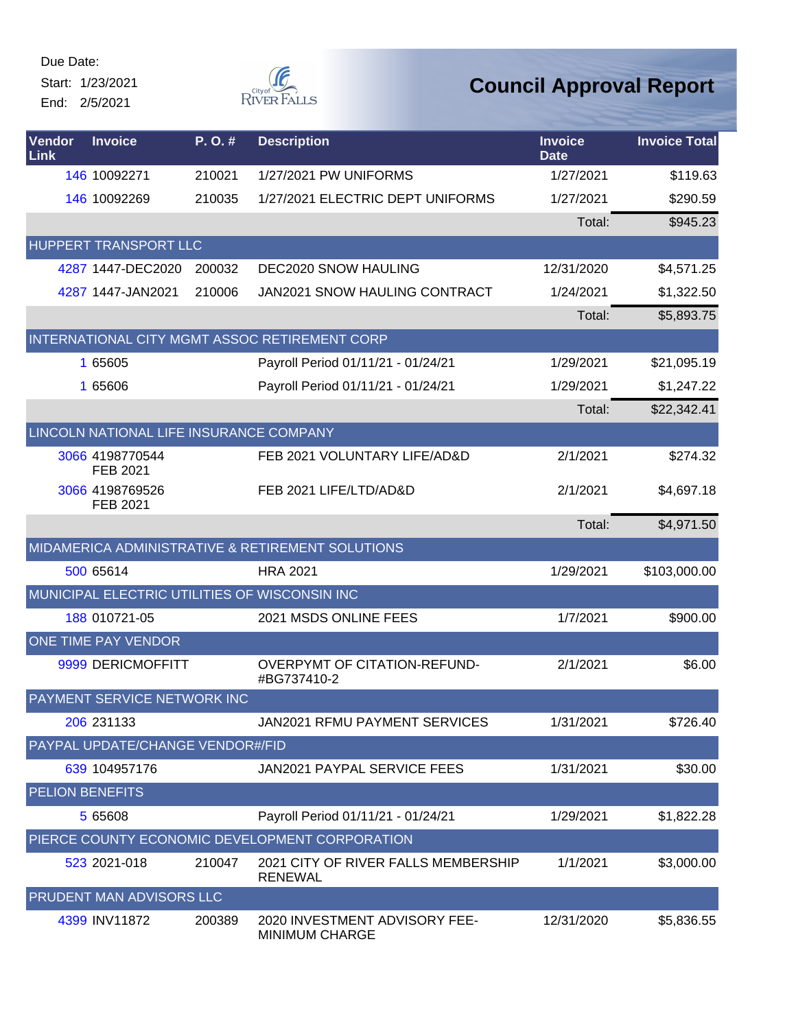Due Date:
Start: 1/23/2021
End: 2/5/2021

# Council Approval Report

| Vendor Link | Invoice | P. O. # | Description | Invoice Date | Invoice Total |
|---|---|---|---|---|---|
| 146 | 10092271 | 210021 | 1/27/2021 PW UNIFORMS | 1/27/2021 | $119.63 |
| 146 | 10092269 | 210035 | 1/27/2021 ELECTRIC DEPT UNIFORMS | 1/27/2021 | $290.59 |
| | | | | Total: | $945.23 |
| HUPPERT TRANSPORT LLC | | | | | |
| 4287 | 1447-DEC2020 | 200032 | DEC2020 SNOW HAULING | 12/31/2020 | $4,571.25 |
| 4287 | 1447-JAN2021 | 210006 | JAN2021 SNOW HAULING CONTRACT | 1/24/2021 | $1,322.50 |
| | | | | Total: | $5,893.75 |
| INTERNATIONAL CITY MGMT ASSOC RETIREMENT CORP | | | | | |
| 1 | 65605 | | Payroll Period 01/11/21 - 01/24/21 | 1/29/2021 | $21,095.19 |
| 1 | 65606 | | Payroll Period 01/11/21 - 01/24/21 | 1/29/2021 | $1,247.22 |
| | | | | Total: | $22,342.41 |
| LINCOLN NATIONAL LIFE INSURANCE COMPANY | | | | | |
| 3066 | 4198770544 FEB 2021 | | FEB 2021 VOLUNTARY LIFE/AD&D | 2/1/2021 | $274.32 |
| 3066 | 4198769526 FEB 2021 | | FEB 2021 LIFE/LTD/AD&D | 2/1/2021 | $4,697.18 |
| | | | | Total: | $4,971.50 |
| MIDAMERICA ADMINISTRATIVE & RETIREMENT SOLUTIONS | | | | | |
| 500 | 65614 | | HRA 2021 | 1/29/2021 | $103,000.00 |
| MUNICIPAL ELECTRIC UTILITIES OF WISCONSIN INC | | | | | |
| 188 | 010721-05 | | 2021 MSDS ONLINE FEES | 1/7/2021 | $900.00 |
| ONE TIME PAY VENDOR | | | | | |
| 9999 | DERICMOFFITT | | OVERPYMT OF CITATION-REFUND-#BG737410-2 | 2/1/2021 | $6.00 |
| PAYMENT SERVICE NETWORK INC | | | | | |
| 206 | 231133 | | JAN2021 RFMU PAYMENT SERVICES | 1/31/2021 | $726.40 |
| PAYPAL UPDATE/CHANGE VENDOR#/FID | | | | | |
| 639 | 104957176 | | JAN2021 PAYPAL SERVICE FEES | 1/31/2021 | $30.00 |
| PELION BENEFITS | | | | | |
| 5 | 65608 | | Payroll Period 01/11/21 - 01/24/21 | 1/29/2021 | $1,822.28 |
| PIERCE COUNTY ECONOMIC DEVELOPMENT CORPORATION | | | | | |
| 523 | 2021-018 | 210047 | 2021 CITY OF RIVER FALLS MEMBERSHIP RENEWAL | 1/1/2021 | $3,000.00 |
| PRUDENT MAN ADVISORS LLC | | | | | |
| 4399 | INV11872 | 200389 | 2020 INVESTMENT ADVISORY FEE-MINIMUM CHARGE | 12/31/2020 | $5,836.55 |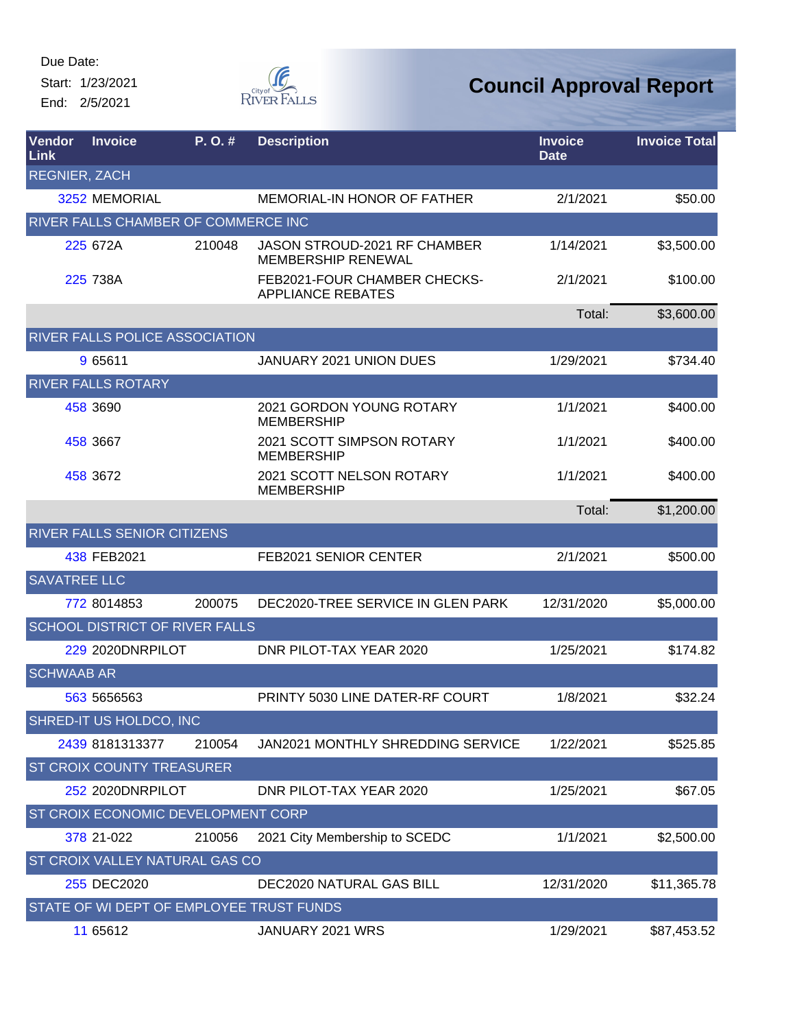Due Date:
Start: 1/23/2021
End: 2/5/2021

# Council Approval Report

| Vendor Link | Invoice | P. O. # | Description | Invoice Date | Invoice Total |
|---|---|---|---|---|---|
| REGNIER, ZACH | | | | | |
| 3252 | MEMORIAL | | MEMORIAL-IN HONOR OF FATHER | 2/1/2021 | $50.00 |
| RIVER FALLS CHAMBER OF COMMERCE INC | | | | | |
| 225 | 672A | 210048 | JASON STROUD-2021 RF CHAMBER MEMBERSHIP RENEWAL | 1/14/2021 | $3,500.00 |
| 225 | 738A | | FEB2021-FOUR CHAMBER CHECKS-APPLIANCE REBATES | 2/1/2021 | $100.00 |
| | | | | Total: | $3,600.00 |
| RIVER FALLS POLICE ASSOCIATION | | | | | |
| 9 | 65611 | | JANUARY 2021 UNION DUES | 1/29/2021 | $734.40 |
| RIVER FALLS ROTARY | | | | | |
| 458 | 3690 | | 2021 GORDON YOUNG ROTARY MEMBERSHIP | 1/1/2021 | $400.00 |
| 458 | 3667 | | 2021 SCOTT SIMPSON ROTARY MEMBERSHIP | 1/1/2021 | $400.00 |
| 458 | 3672 | | 2021 SCOTT NELSON ROTARY MEMBERSHIP | 1/1/2021 | $400.00 |
| | | | | Total: | $1,200.00 |
| RIVER FALLS SENIOR CITIZENS | | | | | |
| 438 | FEB2021 | | FEB2021 SENIOR CENTER | 2/1/2021 | $500.00 |
| SAVATREE LLC | | | | | |
| 772 | 8014853 | 200075 | DEC2020-TREE SERVICE IN GLEN PARK | 12/31/2020 | $5,000.00 |
| SCHOOL DISTRICT OF RIVER FALLS | | | | | |
| 229 | 2020DNRPILOT | | DNR PILOT-TAX YEAR 2020 | 1/25/2021 | $174.82 |
| SCHWAAB AR | | | | | |
| 563 | 5656563 | | PRINTY 5030 LINE DATER-RF COURT | 1/8/2021 | $32.24 |
| SHRED-IT US HOLDCO, INC | | | | | |
| 2439 | 8181313377 | 210054 | JAN2021 MONTHLY SHREDDING SERVICE | 1/22/2021 | $525.85 |
| ST CROIX COUNTY TREASURER | | | | | |
| 252 | 2020DNRPILOT | | DNR PILOT-TAX YEAR 2020 | 1/25/2021 | $67.05 |
| ST CROIX ECONOMIC DEVELOPMENT CORP | | | | | |
| 378 | 21-022 | 210056 | 2021 City Membership to SCEDC | 1/1/2021 | $2,500.00 |
| ST CROIX VALLEY NATURAL GAS CO | | | | | |
| 255 | DEC2020 | | DEC2020 NATURAL GAS BILL | 12/31/2020 | $11,365.78 |
| STATE OF WI DEPT OF EMPLOYEE TRUST FUNDS | | | | | |
| 11 | 65612 | | JANUARY 2021 WRS | 1/29/2021 | $87,453.52 |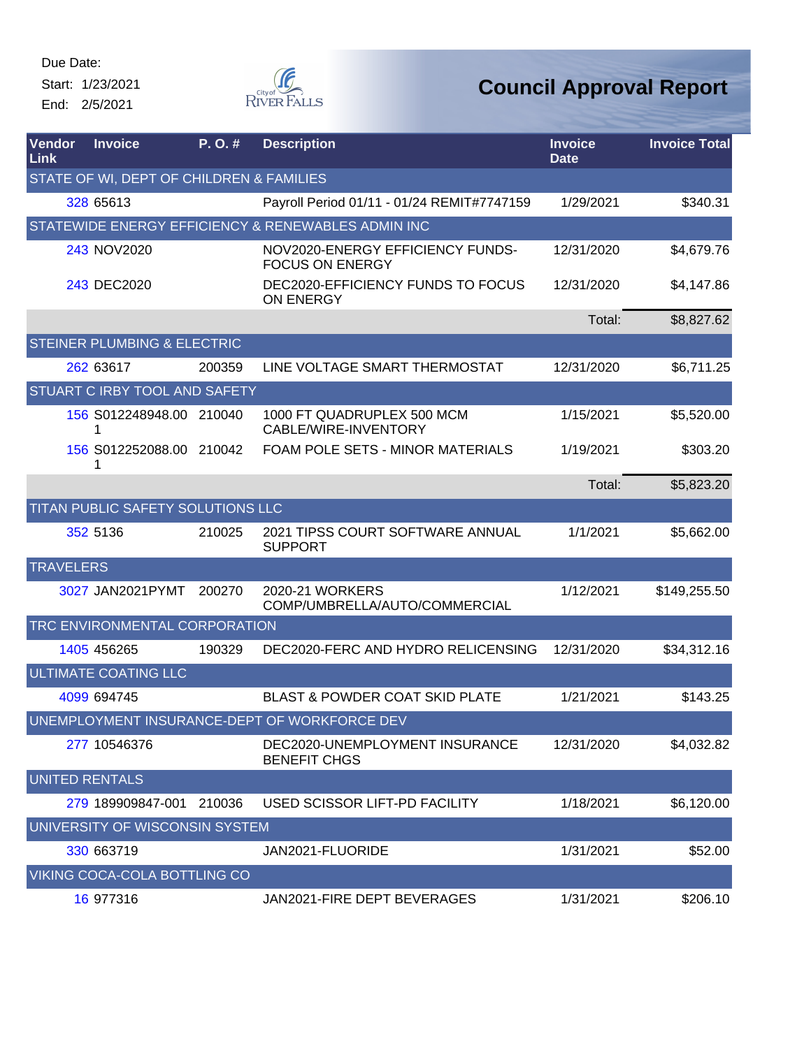Due Date:
Start: 1/23/2021
End: 2/5/2021

# Council Approval Report

| Vendor Link | Invoice | P. O. # | Description | Invoice Date | Invoice Total |
|---|---|---|---|---|---|
| STATE OF WI, DEPT OF CHILDREN & FAMILIES | | | | | |
| 328 | 65613 | | Payroll Period 01/11 - 01/24 REMIT#7747159 | 1/29/2021 | $340.31 |
| STATEWIDE ENERGY EFFICIENCY & RENEWABLES ADMIN INC | | | | | |
| 243 | NOV2020 | | NOV2020-ENERGY EFFICIENCY FUNDS-FOCUS ON ENERGY | 12/31/2020 | $4,679.76 |
| 243 | DEC2020 | | DEC2020-EFFICIENCY FUNDS TO FOCUS ON ENERGY | 12/31/2020 | $4,147.86 |
| | | | | Total: | $8,827.62 |
| STEINER PLUMBING & ELECTRIC | | | | | |
| 262 | 63617 | 200359 | LINE VOLTAGE SMART THERMOSTAT | 12/31/2020 | $6,711.25 |
| STUART C IRBY TOOL AND SAFETY | | | | | |
| 156 | S012248948.001 | 210040 | 1000 FT QUADRUPLEX 500 MCM CABLE/WIRE-INVENTORY | 1/15/2021 | $5,520.00 |
| 156 | S012252088.001 | 210042 | FOAM POLE SETS - MINOR MATERIALS | 1/19/2021 | $303.20 |
| | | | | Total: | $5,823.20 |
| TITAN PUBLIC SAFETY SOLUTIONS LLC | | | | | |
| 352 | 5136 | 210025 | 2021 TIPSS COURT SOFTWARE ANNUAL SUPPORT | 1/1/2021 | $5,662.00 |
| TRAVELERS | | | | | |
| 3027 | JAN2021PYMT | 200270 | 2020-21 WORKERS COMP/UMBRELLA/AUTO/COMMERCIAL | 1/12/2021 | $149,255.50 |
| TRC ENVIRONMENTAL CORPORATION | | | | | |
| 1405 | 456265 | 190329 | DEC2020-FERC AND HYDRO RELICENSING | 12/31/2020 | $34,312.16 |
| ULTIMATE COATING LLC | | | | | |
| 4099 | 694745 | | BLAST & POWDER COAT SKID PLATE | 1/21/2021 | $143.25 |
| UNEMPLOYMENT INSURANCE-DEPT OF WORKFORCE DEV | | | | | |
| 277 | 10546376 | | DEC2020-UNEMPLOYMENT INSURANCE BENEFIT CHGS | 12/31/2020 | $4,032.82 |
| UNITED RENTALS | | | | | |
| 279 | 189909847-001 | 210036 | USED SCISSOR LIFT-PD FACILITY | 1/18/2021 | $6,120.00 |
| UNIVERSITY OF WISCONSIN SYSTEM | | | | | |
| 330 | 663719 | | JAN2021-FLUORIDE | 1/31/2021 | $52.00 |
| VIKING COCA-COLA BOTTLING CO | | | | | |
| 16 | 977316 | | JAN2021-FIRE DEPT BEVERAGES | 1/31/2021 | $206.10 |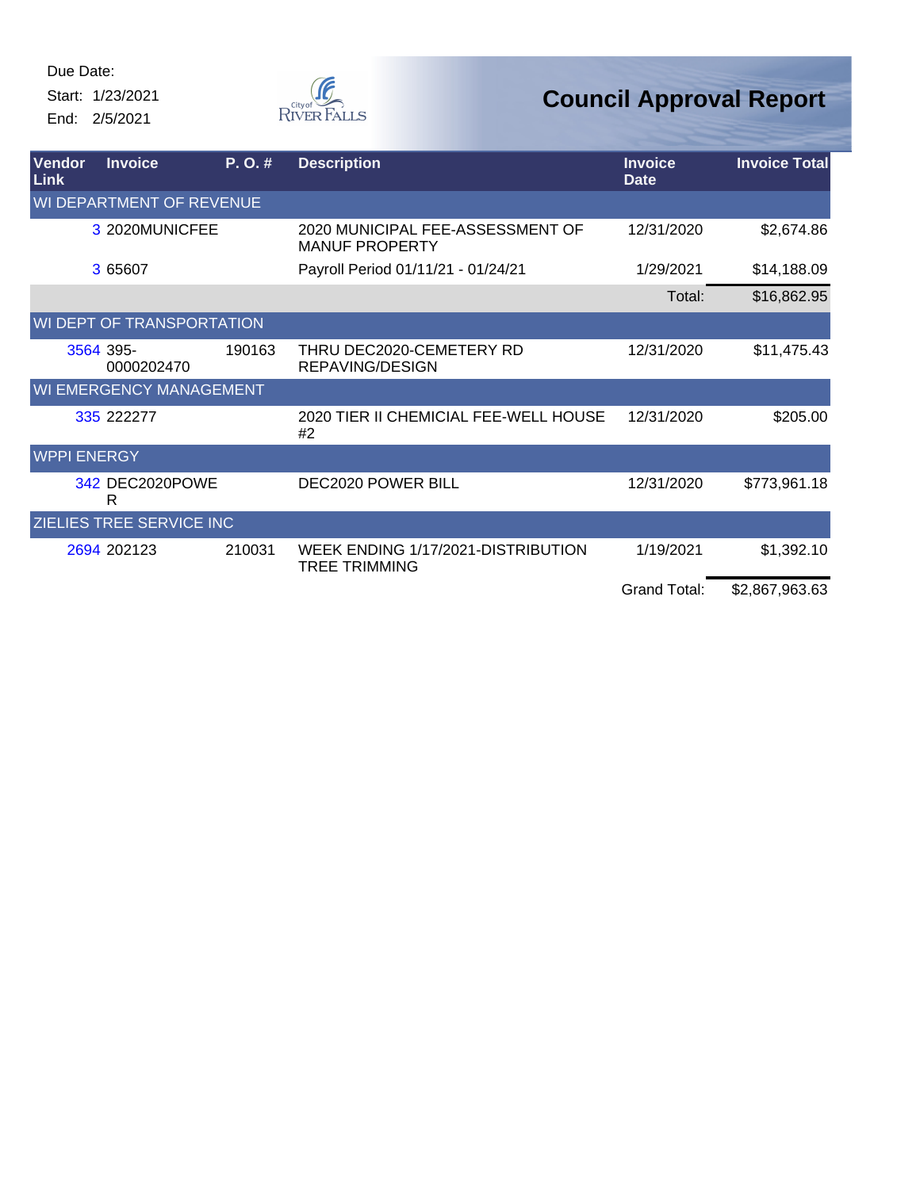Due Date:
Start: 1/23/2021
End: 2/5/2021

# Council Approval Report

| Vendor Link | Invoice | P. O. # | Description | Invoice Date | Invoice Total |
|---|---|---|---|---|---|
| WI DEPARTMENT OF REVENUE | | | | | |
| 3 | 2020MUNICFEE | | 2020 MUNICIPAL FEE-ASSESSMENT OF MANUF PROPERTY | 12/31/2020 | $2,674.86 |
| 3 | 65607 | | Payroll Period 01/11/21 - 01/24/21 | 1/29/2021 | $14,188.09 |
| | | | | Total: | $16,862.95 |
| WI DEPT OF TRANSPORTATION | | | | | |
| 3564 | 395-0000202470 | 190163 | THRU DEC2020-CEMETERY RD REPAVING/DESIGN | 12/31/2020 | $11,475.43 |
| WI EMERGENCY MANAGEMENT | | | | | |
| 335 | 222277 | | 2020 TIER II CHEMICIAL FEE-WELL HOUSE #2 | 12/31/2020 | $205.00 |
| WPPI ENERGY | | | | | |
| 342 | DEC2020POWER | | DEC2020 POWER BILL | 12/31/2020 | $773,961.18 |
| ZIELIES TREE SERVICE INC | | | | | |
| 2694 | 202123 | 210031 | WEEK ENDING 1/17/2021-DISTRIBUTION TREE TRIMMING | 1/19/2021 | $1,392.10 |
| | | | | Grand Total: | $2,867,963.63 |